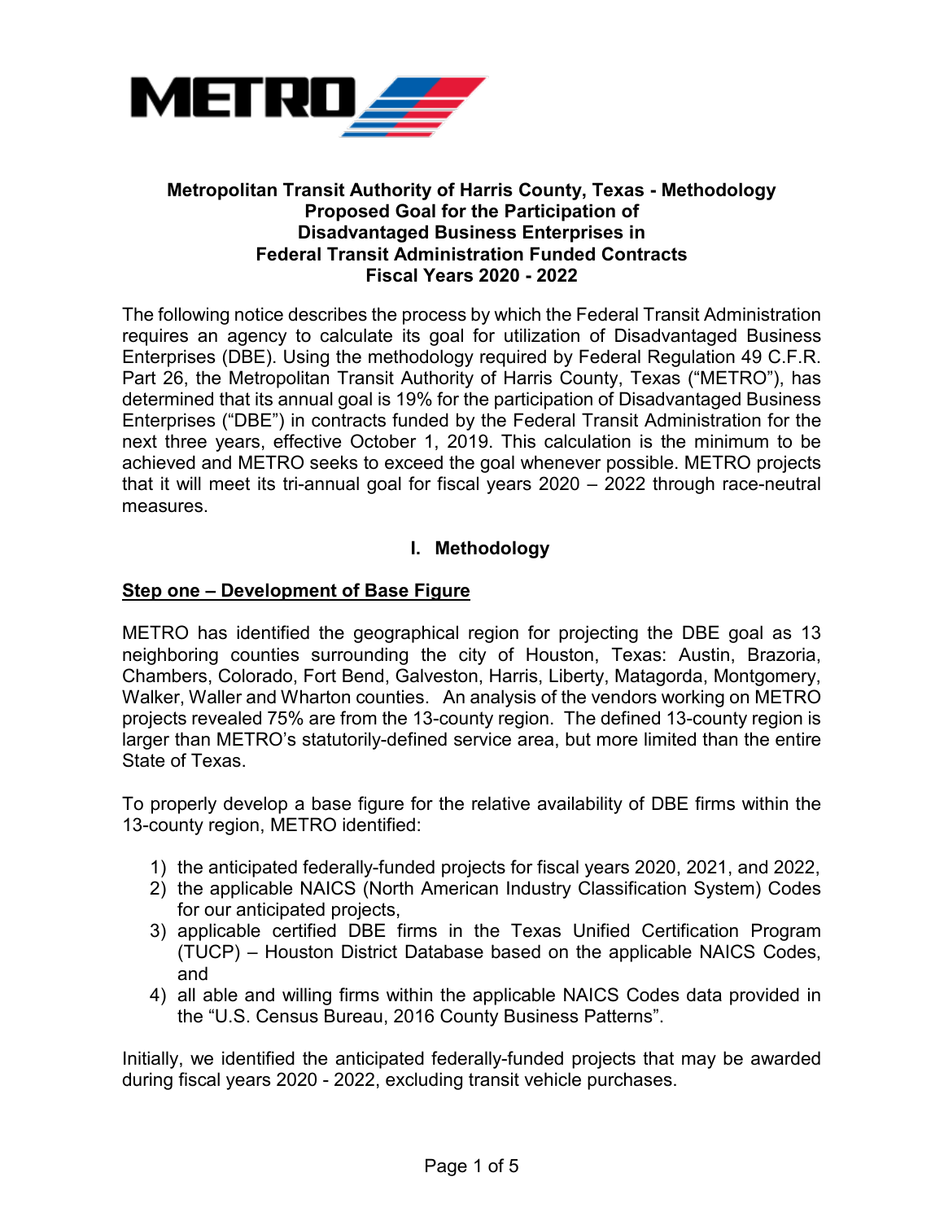METRO

**Metropolitan Transit Authority of Harris County, Texas - Methodology**
**Proposed Goal for the Participation of**
**Disadvantaged Business Enterprises in**
**Federal Transit Administration Funded Contracts**
**Fiscal Years 2020 - 2022**

The following notice describes the process by which the Federal Transit Administration requires an agency to calculate its goal for utilization of Disadvantaged Business Enterprises (DBE). Using the methodology required by Federal Regulation 49 C.F.R. Part 26, the Metropolitan Transit Authority of Harris County, Texas ("METRO"), has determined that its annual goal is 19% for the participation of Disadvantaged Business Enterprises ("DBE") in contracts funded by the Federal Transit Administration for the next three years, effective October 1, 2019. This calculation is the minimum to be achieved and METRO seeks to exceed the goal whenever possible. METRO projects that it will meet its tri-annual goal for fiscal years 2020 – 2022 through race-neutral measures.

## I. Methodology

### Step one – Development of Base Figure

METRO has identified the geographical region for projecting the DBE goal as 13 neighboring counties surrounding the city of Houston, Texas: Austin, Brazoria, Chambers, Colorado, Fort Bend, Galveston, Harris, Liberty, Matagorda, Montgomery, Walker, Waller and Wharton counties. An analysis of the vendors working on METRO projects revealed 75% are from the 13-county region. The defined 13-county region is larger than METRO's statutorily-defined service area, but more limited than the entire State of Texas.

To properly develop a base figure for the relative availability of DBE firms within the 13-county region, METRO identified:

1) the anticipated federally-funded projects for fiscal years 2020, 2021, and 2022,
2) the applicable NAICS (North American Industry Classification System) Codes for our anticipated projects,
3) applicable certified DBE firms in the Texas Unified Certification Program (TUCP) – Houston District Database based on the applicable NAICS Codes, and
4) all able and willing firms within the applicable NAICS Codes data provided in the "U.S. Census Bureau, 2016 County Business Patterns".

Initially, we identified the anticipated federally-funded projects that may be awarded during fiscal years 2020 - 2022, excluding transit vehicle purchases.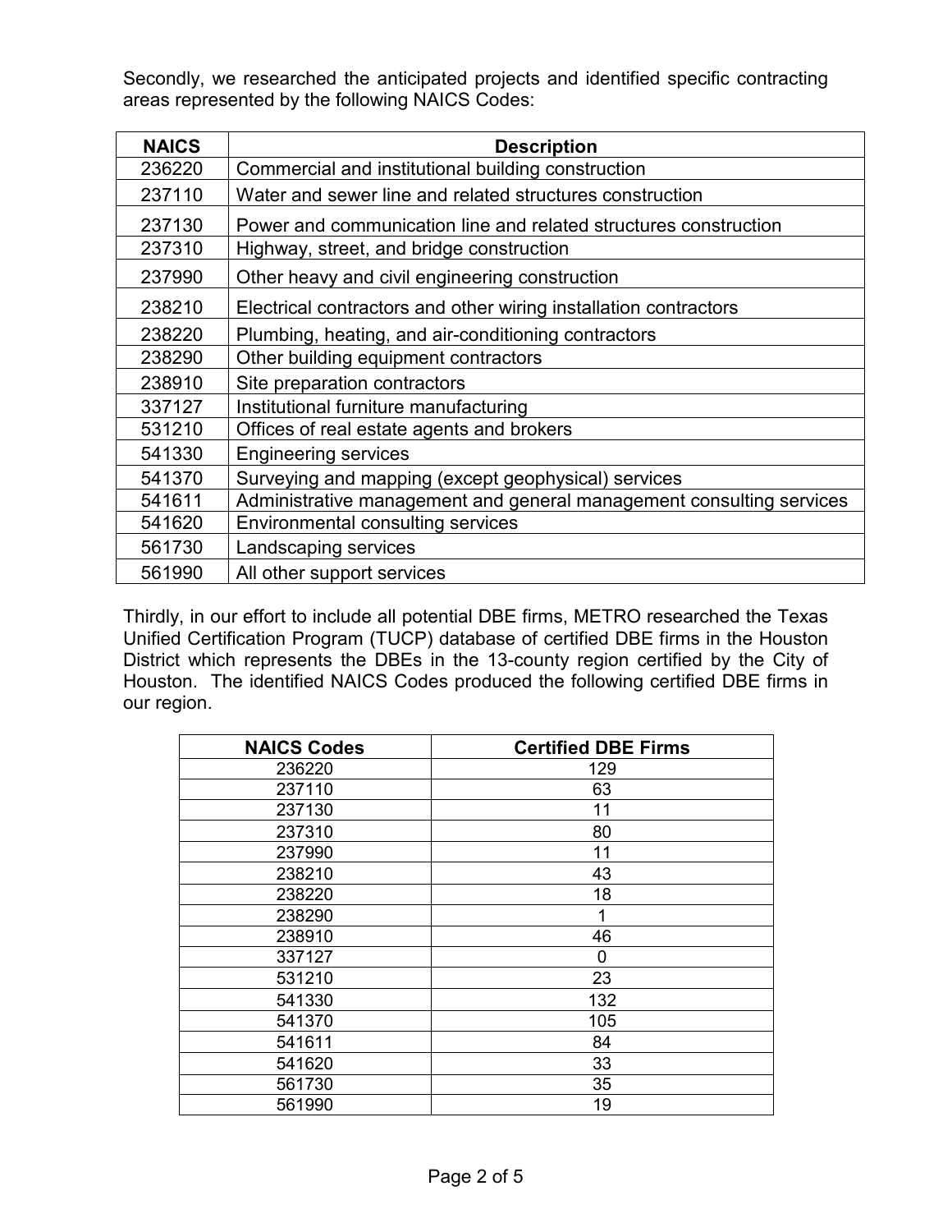Secondly, we researched the anticipated projects and identified specific contracting areas represented by the following NAICS Codes:

| NAICS | Description |
| --- | --- |
| 236220 | Commercial and institutional building construction |
| 237110 | Water and sewer line and related structures construction |
| 237130 | Power and communication line and related structures construction |
| 237310 | Highway, street, and bridge construction |
| 237990 | Other heavy and civil engineering construction |
| 238210 | Electrical contractors and other wiring installation contractors |
| 238220 | Plumbing, heating, and air-conditioning contractors |
| 238290 | Other building equipment contractors |
| 238910 | Site preparation contractors |
| 337127 | Institutional furniture manufacturing |
| 531210 | Offices of real estate agents and brokers |
| 541330 | Engineering services |
| 541370 | Surveying and mapping (except geophysical) services |
| 541611 | Administrative management and general management consulting services |
| 541620 | Environmental consulting services |
| 561730 | Landscaping services |
| 561990 | All other support services |

Thirdly, in our effort to include all potential DBE firms, METRO researched the Texas Unified Certification Program (TUCP) database of certified DBE firms in the Houston District which represents the DBEs in the 13-county region certified by the City of Houston. The identified NAICS Codes produced the following certified DBE firms in our region.

| NAICS Codes | Certified DBE Firms |
| --- | --- |
| 236220 | 129 |
| 237110 | 63 |
| 237130 | 11 |
| 237310 | 80 |
| 237990 | 11 |
| 238210 | 43 |
| 238220 | 18 |
| 238290 | 1 |
| 238910 | 46 |
| 337127 | 0 |
| 531210 | 23 |
| 541330 | 132 |
| 541370 | 105 |
| 541611 | 84 |
| 541620 | 33 |
| 561730 | 35 |
| 561990 | 19 |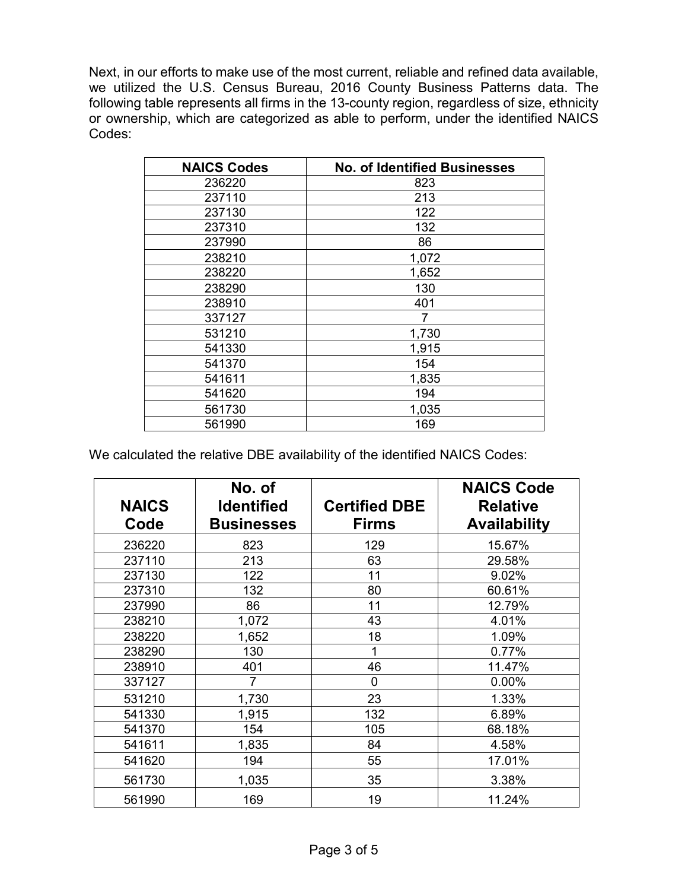Next, in our efforts to make use of the most current, reliable and refined data available, we utilized the U.S. Census Bureau, 2016 County Business Patterns data. The following table represents all firms in the 13-county region, regardless of size, ethnicity or ownership, which are categorized as able to perform, under the identified NAICS Codes:

| NAICS Codes | No. of Identified Businesses |
|---|---|
| 236220 | 823 |
| 237110 | 213 |
| 237130 | 122 |
| 237310 | 132 |
| 237990 | 86 |
| 238210 | 1,072 |
| 238220 | 1,652 |
| 238290 | 130 |
| 238910 | 401 |
| 337127 | 7 |
| 531210 | 1,730 |
| 541330 | 1,915 |
| 541370 | 154 |
| 541611 | 1,835 |
| 541620 | 194 |
| 561730 | 1,035 |
| 561990 | 169 |

We calculated the relative DBE availability of the identified NAICS Codes:

| NAICS Code | No. of Identified Businesses | Certified DBE Firms | NAICS Code Relative Availability |
|---|---|---|---|
| 236220 | 823 | 129 | 15.67% |
| 237110 | 213 | 63 | 29.58% |
| 237130 | 122 | 11 | 9.02% |
| 237310 | 132 | 80 | 60.61% |
| 237990 | 86 | 11 | 12.79% |
| 238210 | 1,072 | 43 | 4.01% |
| 238220 | 1,652 | 18 | 1.09% |
| 238290 | 130 | 1 | 0.77% |
| 238910 | 401 | 46 | 11.47% |
| 337127 | 7 | 0 | 0.00% |
| 531210 | 1,730 | 23 | 1.33% |
| 541330 | 1,915 | 132 | 6.89% |
| 541370 | 154 | 105 | 68.18% |
| 541611 | 1,835 | 84 | 4.58% |
| 541620 | 194 | 55 | 17.01% |
| 561730 | 1,035 | 35 | 3.38% |
| 561990 | 169 | 19 | 11.24% |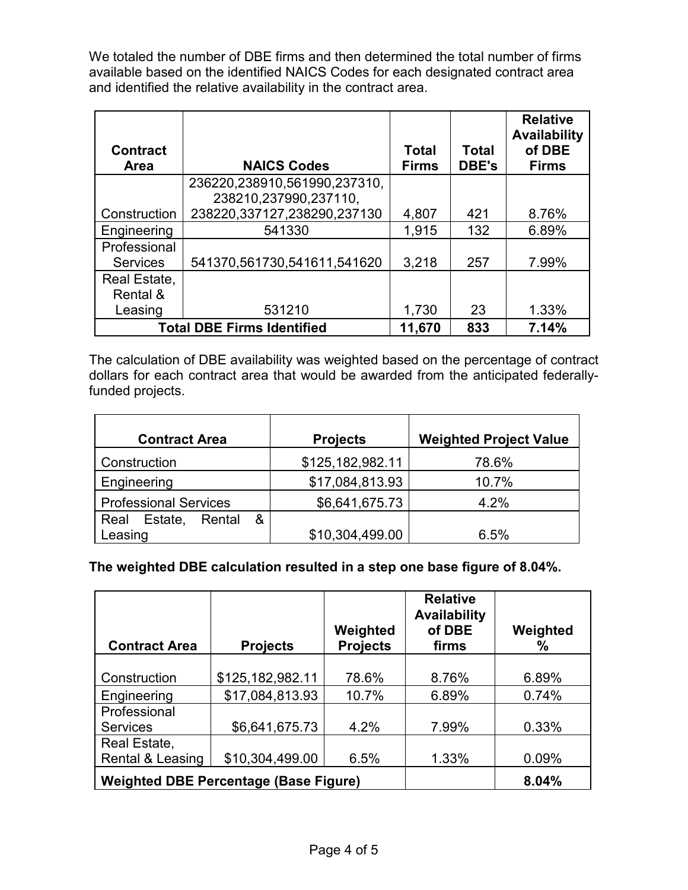We totaled the number of DBE firms and then determined the total number of firms available based on the identified NAICS Codes for each designated contract area and identified the relative availability in the contract area.

| Contract Area | NAICS Codes | Total Firms | Total DBE's | Relative Availability of DBE Firms |
|---|---|---|---|---|
| Construction | 236220,238910,561990,237310, 238210,237990,237110, 238220,337127,238290,237130 | 4,807 | 421 | 8.76% |
| Engineering | 541330 | 1,915 | 132 | 6.89% |
| Professional Services | 541370,561730,541611,541620 | 3,218 | 257 | 7.99% |
| Real Estate, Rental & Leasing | 531210 | 1,730 | 23 | 1.33% |
| **Total DBE Firms Identified** | | **11,670** | **833** | **7.14%** |

The calculation of DBE availability was weighted based on the percentage of contract dollars for each contract area that would be awarded from the anticipated federally-funded projects.

| Contract Area | Projects | Weighted Project Value |
|---|---|---|
| Construction | $125,182,982.11 | 78.6% |
| Engineering | $17,084,813.93 | 10.7% |
| Professional Services | $6,641,675.73 | 4.2% |
| Real Estate, Rental & Leasing | $10,304,499.00 | 6.5% |

**The weighted DBE calculation resulted in a step one base figure of 8.04%.**

| Contract Area | Projects | Weighted Projects | Relative Availability of DBE firms | Weighted % |
|---|---|---|---|---|
| Construction | $125,182,982.11 | 78.6% | 8.76% | 6.89% |
| Engineering | $17,084,813.93 | 10.7% | 6.89% | 0.74% |
| Professional Services | $6,641,675.73 | 4.2% | 7.99% | 0.33% |
| Real Estate, Rental & Leasing | $10,304,499.00 | 6.5% | 1.33% | 0.09% |
| **Weighted DBE Percentage (Base Figure)** | | | | **8.04%** |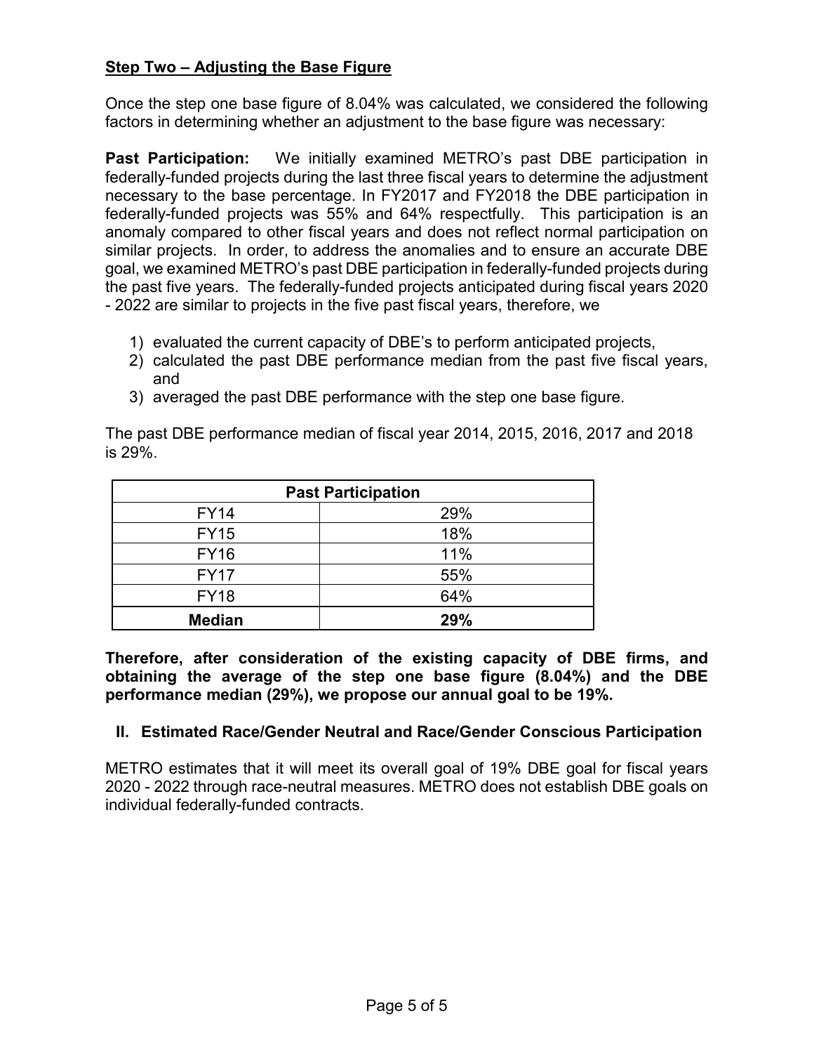**Step Two – Adjusting the Base Figure**

Once the step one base figure of 8.04% was calculated, we considered the following factors in determining whether an adjustment to the base figure was necessary:

**Past Participation:** We initially examined METRO's past DBE participation in federally-funded projects during the last three fiscal years to determine the adjustment necessary to the base percentage. In FY2017 and FY2018 the DBE participation in federally-funded projects was 55% and 64% respectfully. This participation is an anomaly compared to other fiscal years and does not reflect normal participation on similar projects. In order, to address the anomalies and to ensure an accurate DBE goal, we examined METRO's past DBE participation in federally-funded projects during the past five years. The federally-funded projects anticipated during fiscal years 2020 - 2022 are similar to projects in the five past fiscal years, therefore, we

1) evaluated the current capacity of DBE's to perform anticipated projects,
2) calculated the past DBE performance median from the past five fiscal years, and
3) averaged the past DBE performance with the step one base figure.

The past DBE performance median of fiscal year 2014, 2015, 2016, 2017 and 2018 is 29%.

| **Past Participation** | |
|---|---|
| FY14 | 29% |
| FY15 | 18% |
| FY16 | 11% |
| FY17 | 55% |
| FY18 | 64% |
| **Median** | **29%** |

**Therefore, after consideration of the existing capacity of DBE firms, and obtaining the average of the step one base figure (8.04%) and the DBE performance median (29%), we propose our annual goal to be 19%.**

## II. Estimated Race/Gender Neutral and Race/Gender Conscious Participation

METRO estimates that it will meet its overall goal of 19% DBE goal for fiscal years 2020 - 2022 through race-neutral measures. METRO does not establish DBE goals on individual federally-funded contracts.